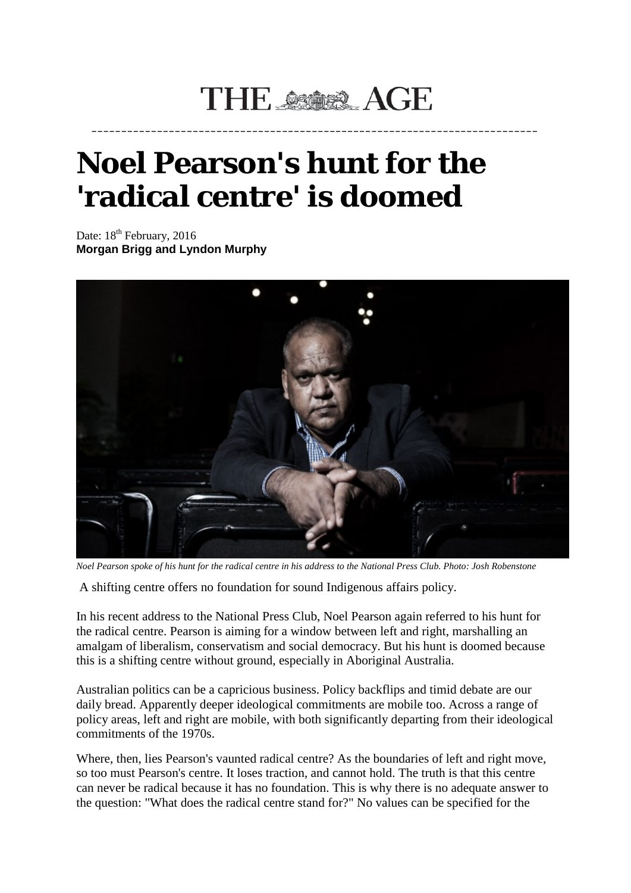THE AGE

# Noel Pearson's hunt for the 'radical centre' is doomed

Date: 18th February, 2016
**Morgan Brigg and Lyndon Murphy**

*Noel Pearson spoke of his hunt for the radical centre in his address to the National Press Club. Photo: Josh Robenstone*

A shifting centre offers no foundation for sound Indigenous affairs policy.

In his recent address to the National Press Club, Noel Pearson again referred to his hunt for the radical centre. Pearson is aiming for a window between left and right, marshalling an amalgam of liberalism, conservatism and social democracy. But his hunt is doomed because this is a shifting centre without ground, especially in Aboriginal Australia.

Australian politics can be a capricious business. Policy backflips and timid debate are our daily bread. Apparently deeper ideological commitments are mobile too. Across a range of policy areas, left and right are mobile, with both significantly departing from their ideological commitments of the 1970s.

Where, then, lies Pearson's vaunted radical centre? As the boundaries of left and right move, so too must Pearson's centre. It loses traction, and cannot hold. The truth is that this centre can never be radical because it has no foundation. This is why there is no adequate answer to the question: "What does the radical centre stand for?" No values can be specified for the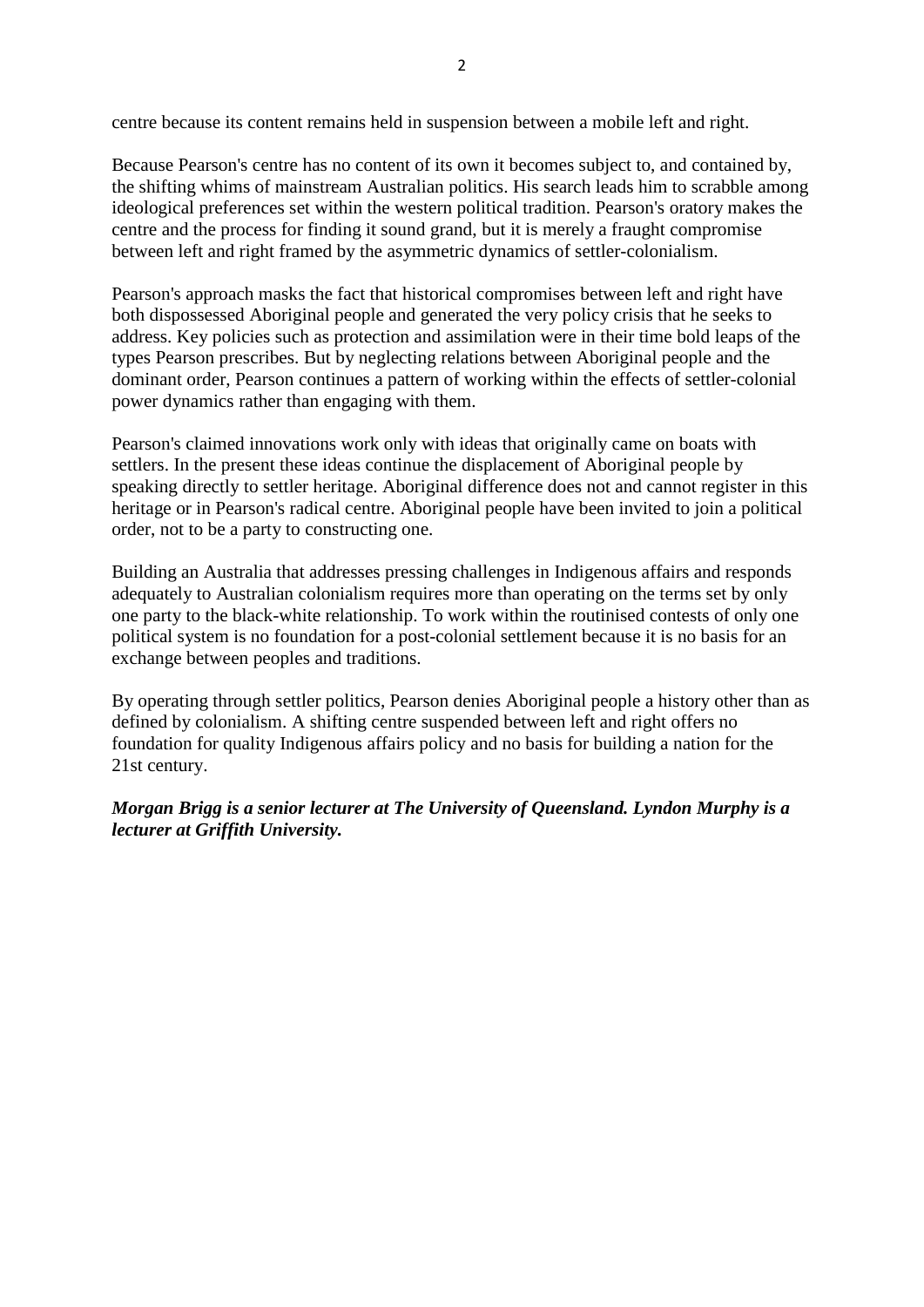centre because its content remains held in suspension between a mobile left and right.

Because Pearson's centre has no content of its own it becomes subject to, and contained by, the shifting whims of mainstream Australian politics. His search leads him to scrabble among ideological preferences set within the western political tradition. Pearson's oratory makes the centre and the process for finding it sound grand, but it is merely a fraught compromise between left and right framed by the asymmetric dynamics of settler-colonialism.

Pearson's approach masks the fact that historical compromises between left and right have both dispossessed Aboriginal people and generated the very policy crisis that he seeks to address. Key policies such as protection and assimilation were in their time bold leaps of the types Pearson prescribes. But by neglecting relations between Aboriginal people and the dominant order, Pearson continues a pattern of working within the effects of settler-colonial power dynamics rather than engaging with them.

Pearson's claimed innovations work only with ideas that originally came on boats with settlers. In the present these ideas continue the displacement of Aboriginal people by speaking directly to settler heritage. Aboriginal difference does not and cannot register in this heritage or in Pearson's radical centre. Aboriginal people have been invited to join a political order, not to be a party to constructing one.

Building an Australia that addresses pressing challenges in Indigenous affairs and responds adequately to Australian colonialism requires more than operating on the terms set by only one party to the black-white relationship. To work within the routinised contests of only one political system is no foundation for a post-colonial settlement because it is no basis for an exchange between peoples and traditions.

By operating through settler politics, Pearson denies Aboriginal people a history other than as defined by colonialism. A shifting centre suspended between left and right offers no foundation for quality Indigenous affairs policy and no basis for building a nation for the 21st century.

***Morgan Brigg is a senior lecturer at The University of Queensland. Lyndon Murphy is a lecturer at Griffith University.***